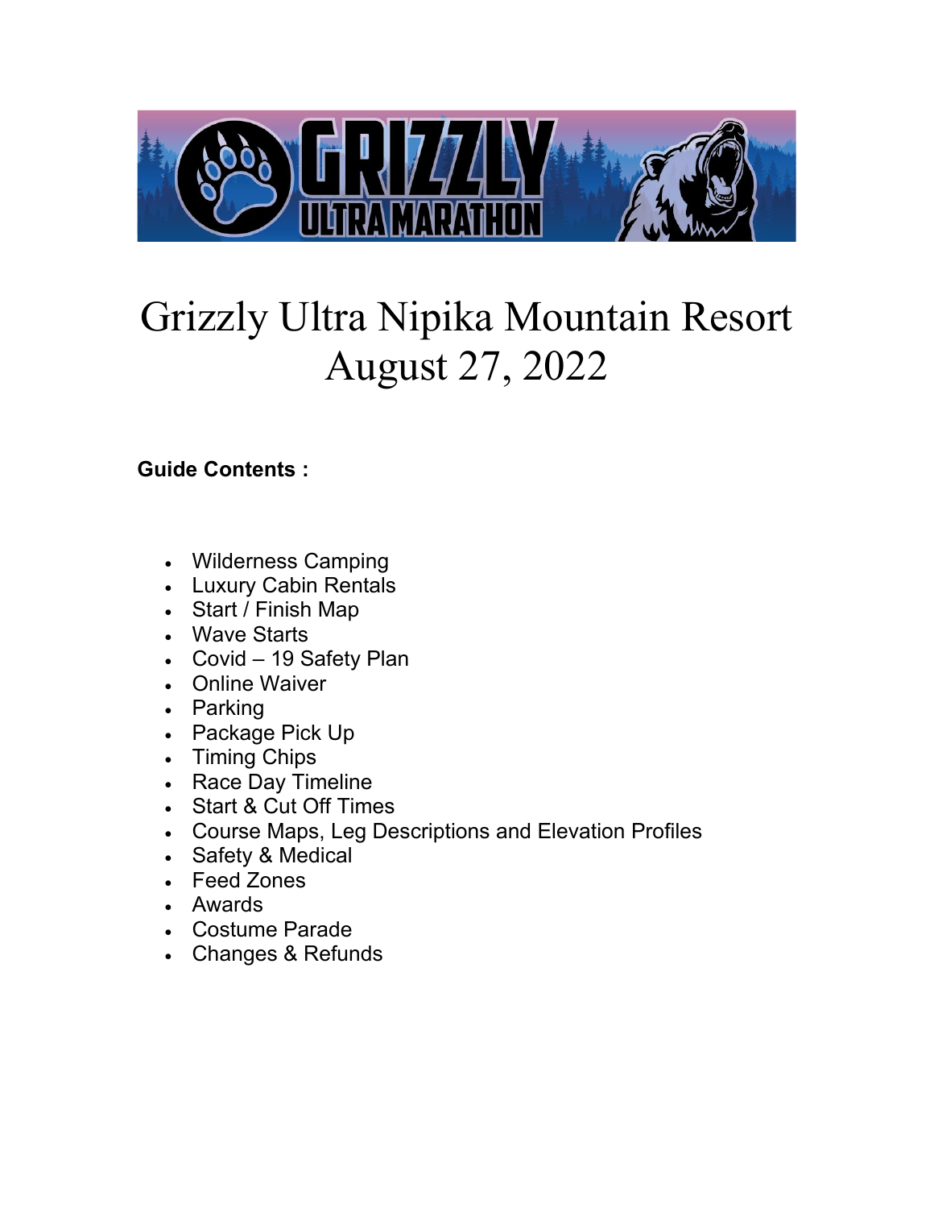# Grizzly Ultra Nipika Mountain Resort
# August 27, 2022

**Guide Contents :**

- Wilderness Camping
- Luxury Cabin Rentals
- Start / Finish Map
- Wave Starts
- Covid – 19 Safety Plan
- Online Waiver
- Parking
- Package Pick Up
- Timing Chips
- Race Day Timeline
- Start & Cut Off Times
- Course Maps, Leg Descriptions and Elevation Profiles
- Safety & Medical
- Feed Zones
- Awards
- Costume Parade
- Changes & Refunds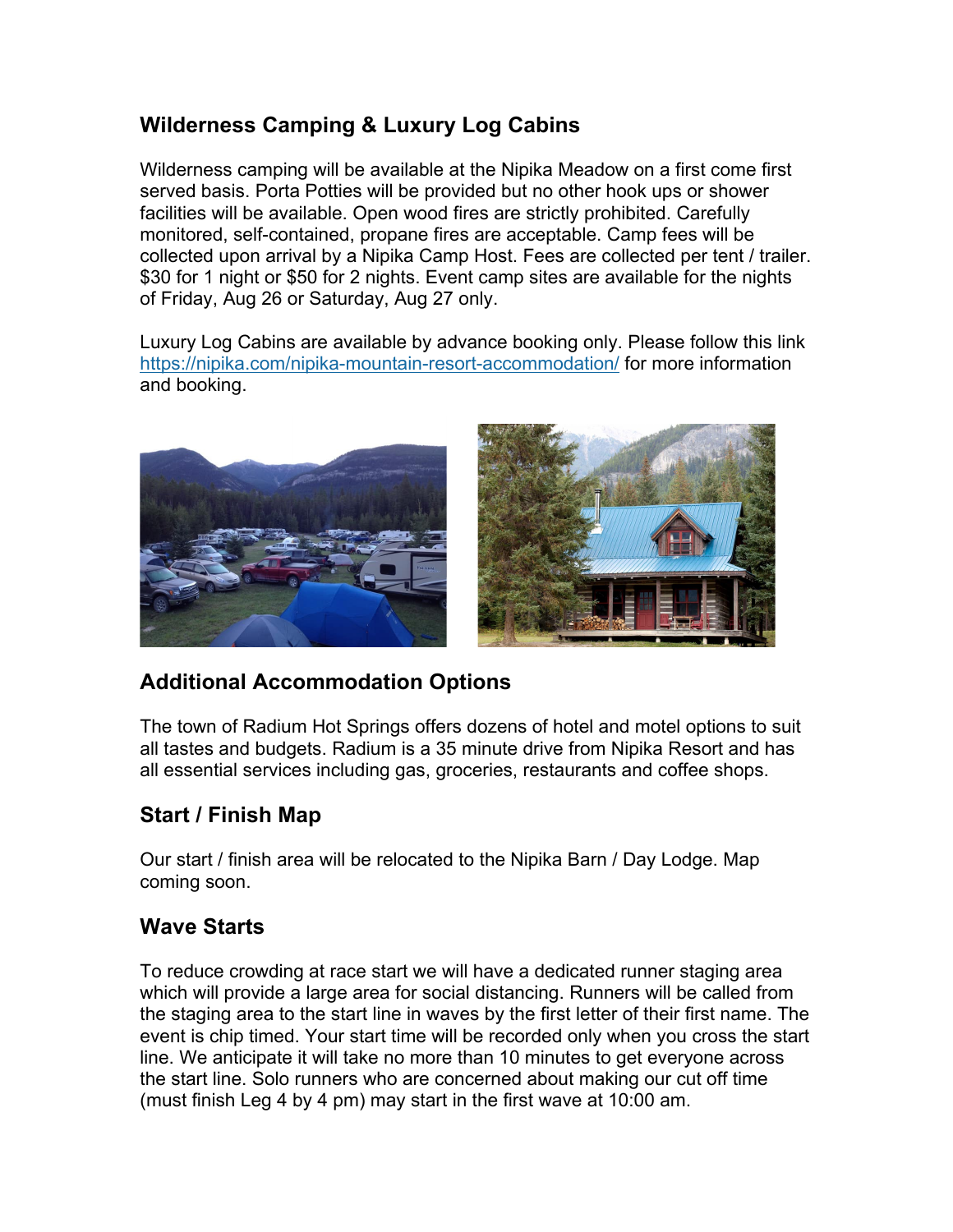## Wilderness Camping & Luxury Log Cabins

Wilderness camping will be available at the Nipika Meadow on a first come first served basis. Porta Potties will be provided but no other hook ups or shower facilities will be available. Open wood fires are strictly prohibited. Carefully monitored, self-contained, propane fires are acceptable. Camp fees will be collected upon arrival by a Nipika Camp Host. Fees are collected per tent / trailer. $30 for 1 night or $50 for 2 nights. Event camp sites are available for the nights of Friday, Aug 26 or Saturday, Aug 27 only.

Luxury Log Cabins are available by advance booking only. Please follow this link [https://nipika.com/nipika-mountain-resort-accommodation/](https://nipika.com/nipika-mountain-resort-accommodation/) for more information and booking.

## Additional Accommodation Options

The town of Radium Hot Springs offers dozens of hotel and motel options to suit all tastes and budgets. Radium is a 35 minute drive from Nipika Resort and has all essential services including gas, groceries, restaurants and coffee shops.

## Start / Finish Map

Our start / finish area will be relocated to the Nipika Barn / Day Lodge. Map coming soon.

## Wave Starts

To reduce crowding at race start we will have a dedicated runner staging area which will provide a large area for social distancing. Runners will be called from the staging area to the start line in waves by the first letter of their first name. The event is chip timed. Your start time will be recorded only when you cross the start line. We anticipate it will take no more than 10 minutes to get everyone across the start line. Solo runners who are concerned about making our cut off time (must finish Leg 4 by 4 pm) may start in the first wave at 10:00 am.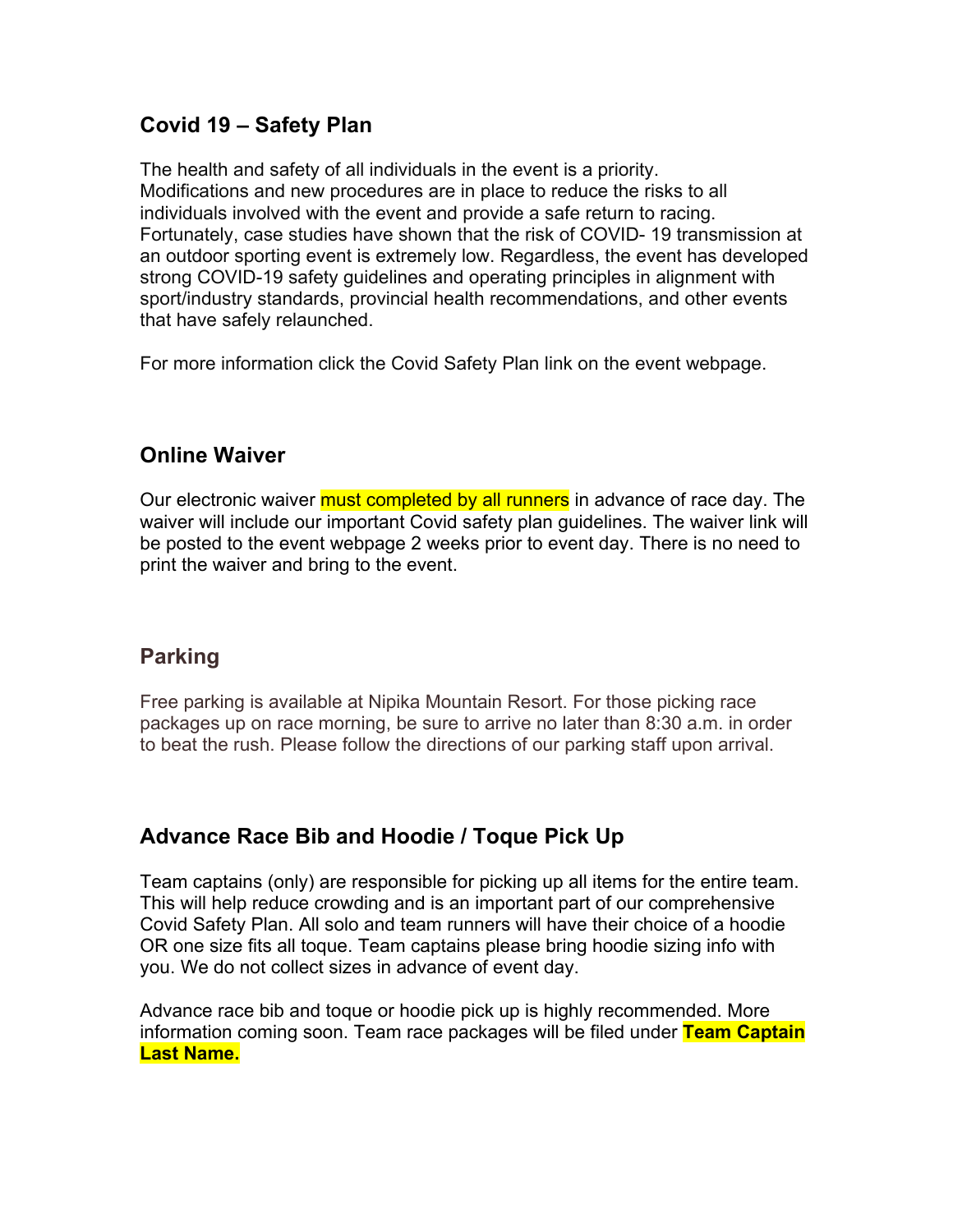## Covid 19 – Safety Plan

The health and safety of all individuals in the event is a priority. Modifications and new procedures are in place to reduce the risks to all individuals involved with the event and provide a safe return to racing. Fortunately, case studies have shown that the risk of COVID- 19 transmission at an outdoor sporting event is extremely low. Regardless, the event has developed strong COVID-19 safety guidelines and operating principles in alignment with sport/industry standards, provincial health recommendations, and other events that have safely relaunched.

For more information click the Covid Safety Plan link on the event webpage.

## Online Waiver

Our electronic waiver must completed by all runners in advance of race day. The waiver will include our important Covid safety plan guidelines. The waiver link will be posted to the event webpage 2 weeks prior to event day. There is no need to print the waiver and bring to the event.

## Parking

Free parking is available at Nipika Mountain Resort. For those picking race packages up on race morning, be sure to arrive no later than 8:30 a.m. in order to beat the rush. Please follow the directions of our parking staff upon arrival.

## Advance Race Bib and Hoodie / Toque Pick Up

Team captains (only) are responsible for picking up all items for the entire team. This will help reduce crowding and is an important part of our comprehensive Covid Safety Plan. All solo and team runners will have their choice of a hoodie OR one size fits all toque. Team captains please bring hoodie sizing info with you. We do not collect sizes in advance of event day.

Advance race bib and toque or hoodie pick up is highly recommended. More information coming soon. Team race packages will be filed under **Team Captain Last Name.**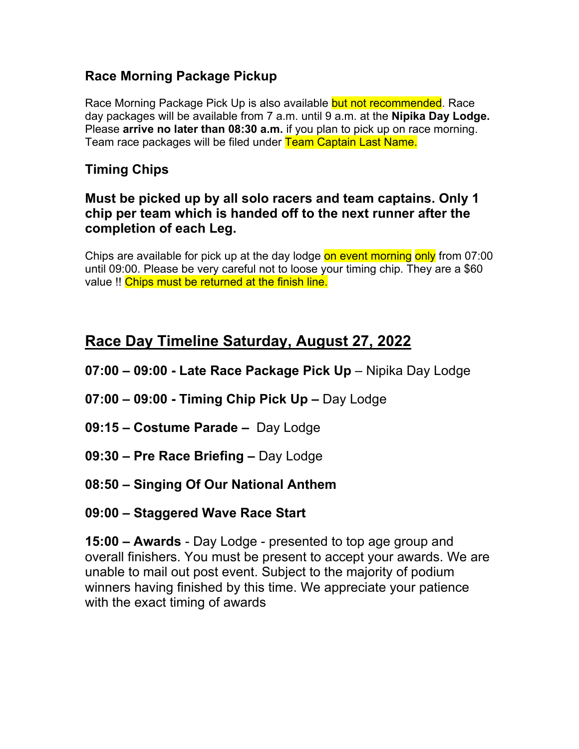### Race Morning Package Pickup

Race Morning Package Pick Up is also available but not recommended. Race day packages will be available from 7 a.m. until 9 a.m. at the **Nipika Day Lodge.** Please **arrive no later than 08:30 a.m.** if you plan to pick up on race morning. Team race packages will be filed under Team Captain Last Name.

### Timing Chips

### Must be picked up by all solo racers and team captains. Only 1 chip per team which is handed off to the next runner after the completion of each Leg.

Chips are available for pick up at the day lodge on event morning only from 07:00 until 09:00. Please be very careful not to loose your timing chip. They are a $60 value !! Chips must be returned at the finish line.

## Race Day Timeline Saturday, August 27, 2022

**07:00 – 09:00 - Late Race Package Pick Up** – Nipika Day Lodge

**07:00 – 09:00 - Timing Chip Pick Up –** Day Lodge

**09:15 – Costume Parade –** Day Lodge

**09:30 – Pre Race Briefing –** Day Lodge

**08:50 – Singing Of Our National Anthem**

**09:00 – Staggered Wave Race Start**

**15:00 – Awards** - Day Lodge - presented to top age group and overall finishers. You must be present to accept your awards. We are unable to mail out post event. Subject to the majority of podium winners having finished by this time. We appreciate your patience with the exact timing of awards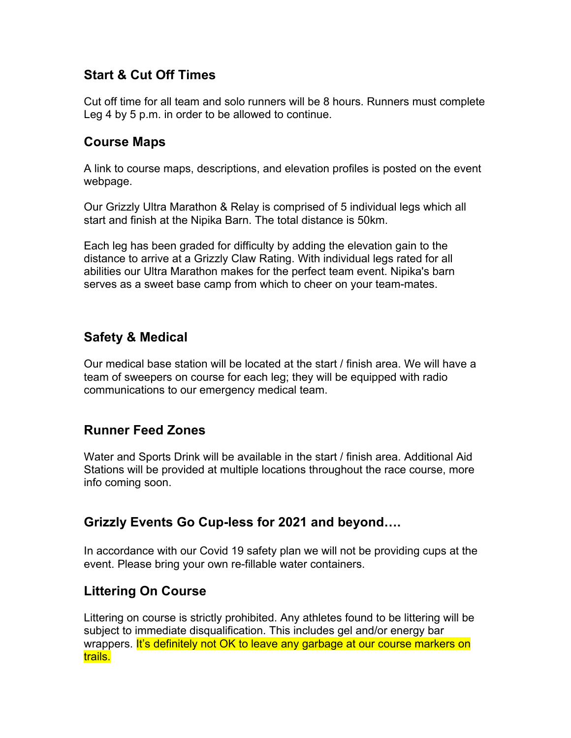## Start & Cut Off Times

Cut off time for all team and solo runners will be 8 hours. Runners must complete Leg 4 by 5 p.m. in order to be allowed to continue.

## Course Maps

A link to course maps, descriptions, and elevation profiles is posted on the event webpage.

Our Grizzly Ultra Marathon & Relay is comprised of 5 individual legs which all start and finish at the Nipika Barn. The total distance is 50km.

Each leg has been graded for difficulty by adding the elevation gain to the distance to arrive at a Grizzly Claw Rating. With individual legs rated for all abilities our Ultra Marathon makes for the perfect team event. Nipika's barn serves as a sweet base camp from which to cheer on your team-mates.

## Safety & Medical

Our medical base station will be located at the start / finish area. We will have a team of sweepers on course for each leg; they will be equipped with radio communications to our emergency medical team.

## Runner Feed Zones

Water and Sports Drink will be available in the start / finish area. Additional Aid Stations will be provided at multiple locations throughout the race course, more info coming soon.

## Grizzly Events Go Cup-less for 2021 and beyond….

In accordance with our Covid 19 safety plan we will not be providing cups at the event. Please bring your own re-fillable water containers.

## Littering On Course

Littering on course is strictly prohibited. Any athletes found to be littering will be subject to immediate disqualification. This includes gel and/or energy bar wrappers. It's definitely not OK to leave any garbage at our course markers on trails.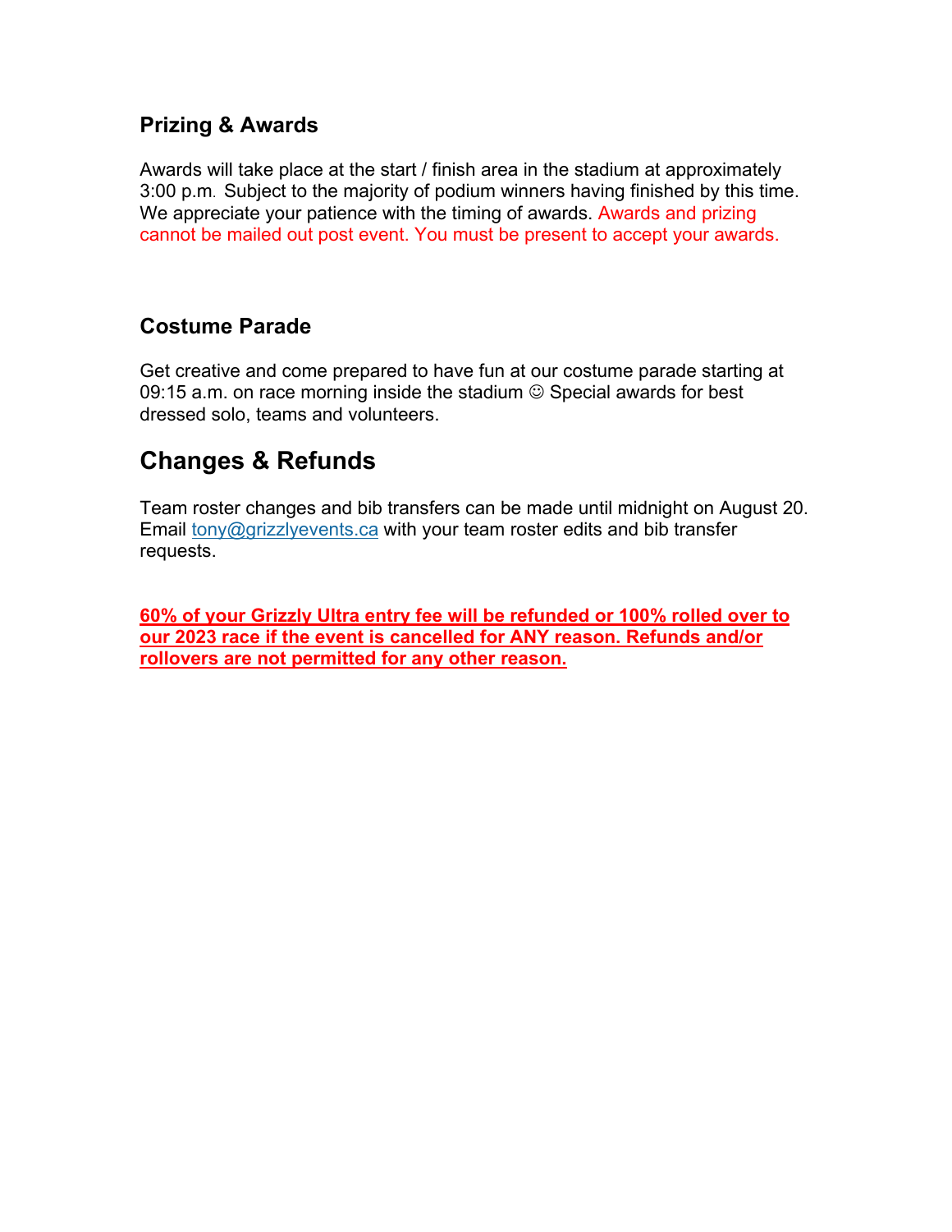### Prizing & Awards

Awards will take place at the start / finish area in the stadium at approximately 3:00 p.m. Subject to the majority of podium winners having finished by this time. We appreciate your patience with the timing of awards. Awards and prizing cannot be mailed out post event. You must be present to accept your awards.

### Costume Parade

Get creative and come prepared to have fun at our costume parade starting at 09:15 a.m. on race morning inside the stadium ☺ Special awards for best dressed solo, teams and volunteers.

## Changes & Refunds

Team roster changes and bib transfers can be made until midnight on August 20. Email tony@grizzlyevents.ca with your team roster edits and bib transfer requests.

**60% of your Grizzly Ultra entry fee will be refunded or 100% rolled over to our 2023 race if the event is cancelled for ANY reason. Refunds and/or rollovers are not permitted for any other reason.**